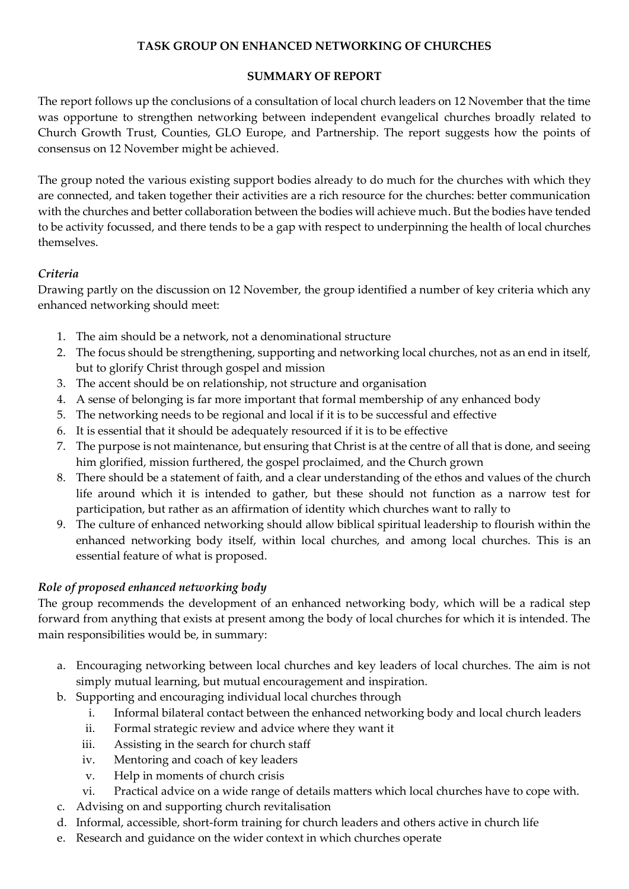**TASK GROUP ON ENHANCED NETWORKING OF CHURCHES**

**SUMMARY OF REPORT**

The report follows up the conclusions of a consultation of local church leaders on 12 November that the time was opportune to strengthen networking between independent evangelical churches broadly related to Church Growth Trust, Counties, GLO Europe, and Partnership. The report suggests how the points of consensus on 12 November might be achieved.

The group noted the various existing support bodies already to do much for the churches with which they are connected, and taken together their activities are a rich resource for the churches: better communication with the churches and better collaboration between the bodies will achieve much. But the bodies have tended to be activity focussed, and there tends to be a gap with respect to underpinning the health of local churches themselves.

### *Criteria*

Drawing partly on the discussion on 12 November, the group identified a number of key criteria which any enhanced networking should meet:

1. The aim should be a network, not a denominational structure
2. The focus should be strengthening, supporting and networking local churches, not as an end in itself, but to glorify Christ through gospel and mission
3. The accent should be on relationship, not structure and organisation
4. A sense of belonging is far more important that formal membership of any enhanced body
5. The networking needs to be regional and local if it is to be successful and effective
6. It is essential that it should be adequately resourced if it is to be effective
7. The purpose is not maintenance, but ensuring that Christ is at the centre of all that is done, and seeing him glorified, mission furthered, the gospel proclaimed, and the Church grown
8. There should be a statement of faith, and a clear understanding of the ethos and values of the church life around which it is intended to gather, but these should not function as a narrow test for participation, but rather as an affirmation of identity which churches want to rally to
9. The culture of enhanced networking should allow biblical spiritual leadership to flourish within the enhanced networking body itself, within local churches, and among local churches. This is an essential feature of what is proposed.

### *Role of proposed enhanced networking body*

The group recommends the development of an enhanced networking body, which will be a radical step forward from anything that exists at present among the body of local churches for which it is intended. The main responsibilities would be, in summary:

a. Encouraging networking between local churches and key leaders of local churches. The aim is not simply mutual learning, but mutual encouragement and inspiration.
b. Supporting and encouraging individual local churches through
    i. Informal bilateral contact between the enhanced networking body and local church leaders
    ii. Formal strategic review and advice where they want it
    iii. Assisting in the search for church staff
    iv. Mentoring and coach of key leaders
    v. Help in moments of church crisis
    vi. Practical advice on a wide range of details matters which local churches have to cope with.
c. Advising on and supporting church revitalisation
d. Informal, accessible, short-form training for church leaders and others active in church life
e. Research and guidance on the wider context in which churches operate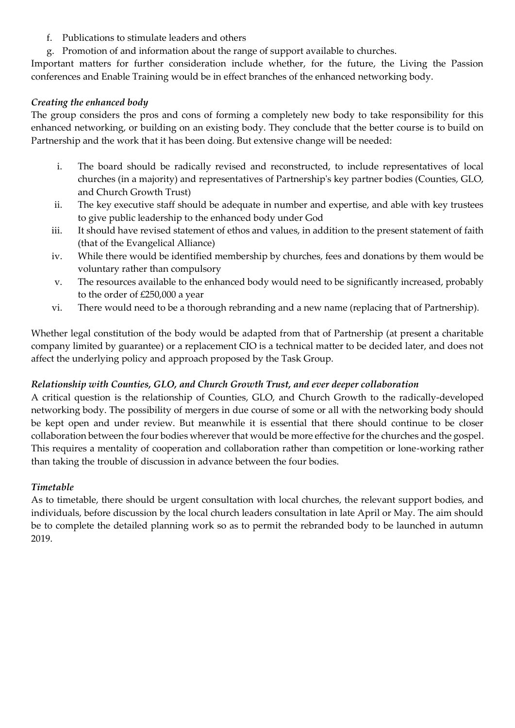f. Publications to stimulate leaders and others
g. Promotion of and information about the range of support available to churches.

Important matters for further consideration include whether, for the future, the Living the Passion conferences and Enable Training would be in effect branches of the enhanced networking body.

### *Creating the enhanced body*

The group considers the pros and cons of forming a completely new body to take responsibility for this enhanced networking, or building on an existing body. They conclude that the better course is to build on Partnership and the work that it has been doing. But extensive change will be needed:

i. The board should be radically revised and reconstructed, to include representatives of local churches (in a majority) and representatives of Partnership's key partner bodies (Counties, GLO, and Church Growth Trust)
ii. The key executive staff should be adequate in number and expertise, and able with key trustees to give public leadership to the enhanced body under God
iii. It should have revised statement of ethos and values, in addition to the present statement of faith (that of the Evangelical Alliance)
iv. While there would be identified membership by churches, fees and donations by them would be voluntary rather than compulsory
v. The resources available to the enhanced body would need to be significantly increased, probably to the order of £250,000 a year
vi. There would need to be a thorough rebranding and a new name (replacing that of Partnership).

Whether legal constitution of the body would be adapted from that of Partnership (at present a charitable company limited by guarantee) or a replacement CIO is a technical matter to be decided later, and does not affect the underlying policy and approach proposed by the Task Group.

### *Relationship with Counties, GLO, and Church Growth Trust, and ever deeper collaboration*

A critical question is the relationship of Counties, GLO, and Church Growth to the radically-developed networking body. The possibility of mergers in due course of some or all with the networking body should be kept open and under review. But meanwhile it is essential that there should continue to be closer collaboration between the four bodies wherever that would be more effective for the churches and the gospel. This requires a mentality of cooperation and collaboration rather than competition or lone-working rather than taking the trouble of discussion in advance between the four bodies.

### *Timetable*

As to timetable, there should be urgent consultation with local churches, the relevant support bodies, and individuals, before discussion by the local church leaders consultation in late April or May. The aim should be to complete the detailed planning work so as to permit the rebranded body to be launched in autumn 2019.